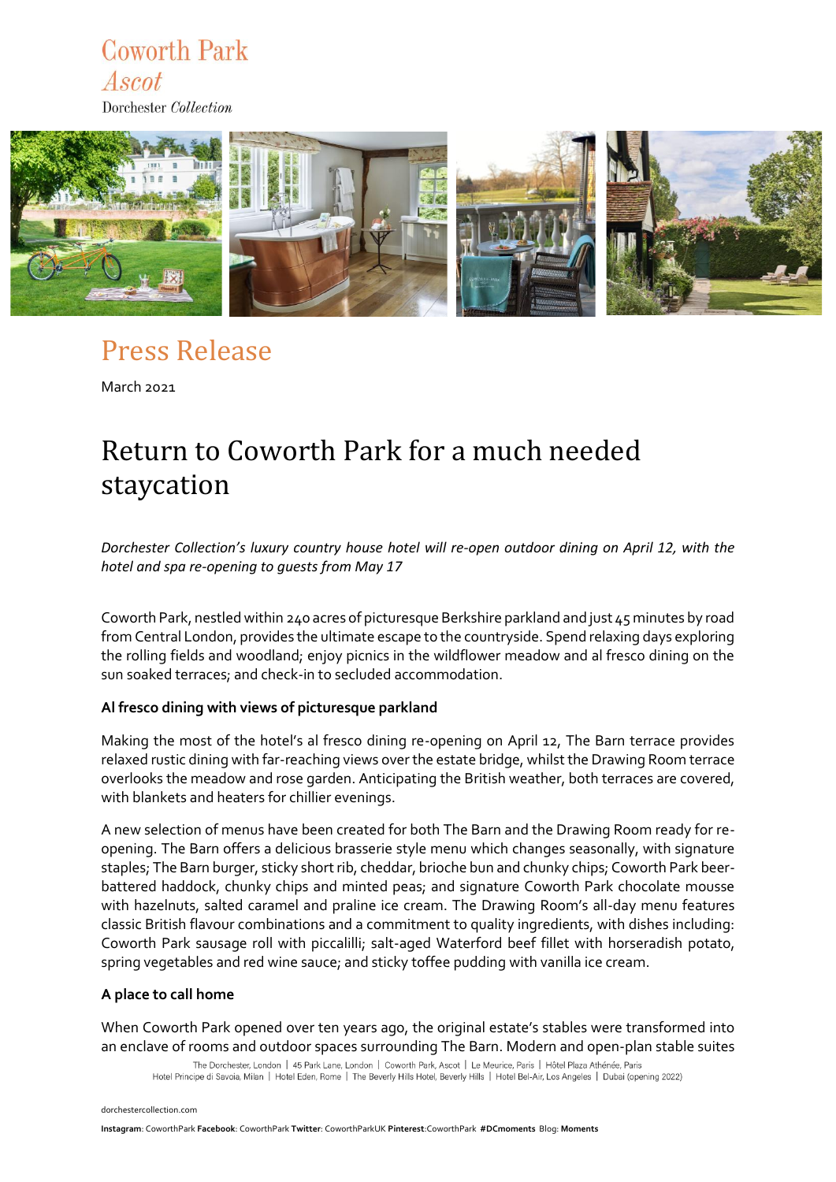Coworth Park
*Ascot*
Dorchester *Collection*

# Press Release

March 2021

## Return to Coworth Park for a much needed staycation

*Dorchester Collection's luxury country house hotel will re-open outdoor dining on April 12, with the hotel and spa re-opening to guests from May 17*

Coworth Park, nestled within 240 acres of picturesque Berkshire parkland and just 45 minutes by road from Central London, provides the ultimate escape to the countryside. Spend relaxing days exploring the rolling fields and woodland; enjoy picnics in the wildflower meadow and al fresco dining on the sun soaked terraces; and check-in to secluded accommodation.

**Al fresco dining with views of picturesque parkland**

Making the most of the hotel's al fresco dining re-opening on April 12, The Barn terrace provides relaxed rustic dining with far-reaching views over the estate bridge, whilst the Drawing Room terrace overlooks the meadow and rose garden. Anticipating the British weather, both terraces are covered, with blankets and heaters for chillier evenings.

A new selection of menus have been created for both The Barn and the Drawing Room ready for re-opening. The Barn offers a delicious brasserie style menu which changes seasonally, with signature staples; The Barn burger, sticky short rib, cheddar, brioche bun and chunky chips; Coworth Park beer-battered haddock, chunky chips and minted peas; and signature Coworth Park chocolate mousse with hazelnuts, salted caramel and praline ice cream. The Drawing Room's all-day menu features classic British flavour combinations and a commitment to quality ingredients, with dishes including: Coworth Park sausage roll with piccalilli; salt-aged Waterford beef fillet with horseradish potato, spring vegetables and red wine sauce; and sticky toffee pudding with vanilla ice cream.

**A place to call home**

When Coworth Park opened over ten years ago, the original estate's stables were transformed into an enclave of rooms and outdoor spaces surrounding The Barn. Modern and open-plan stable suites

The Dorchester, London | 45 Park Lane, London | Coworth Park, Ascot | Le Meurice, Paris | Hôtel Plaza Athénée, Paris
Hotel Principe di Savoia, Milan | Hotel Eden, Rome | The Beverly Hills Hotel, Beverly Hills | Hotel Bel-Air, Los Angeles | Dubai (opening 2022)

dorchestercollection.com

**Instagram**: CoworthPark **Facebook**: CoworthPark **Twitter**: CoworthParkUK **Pinterest**:CoworthPark **#DCmoments** Blog: **Moments**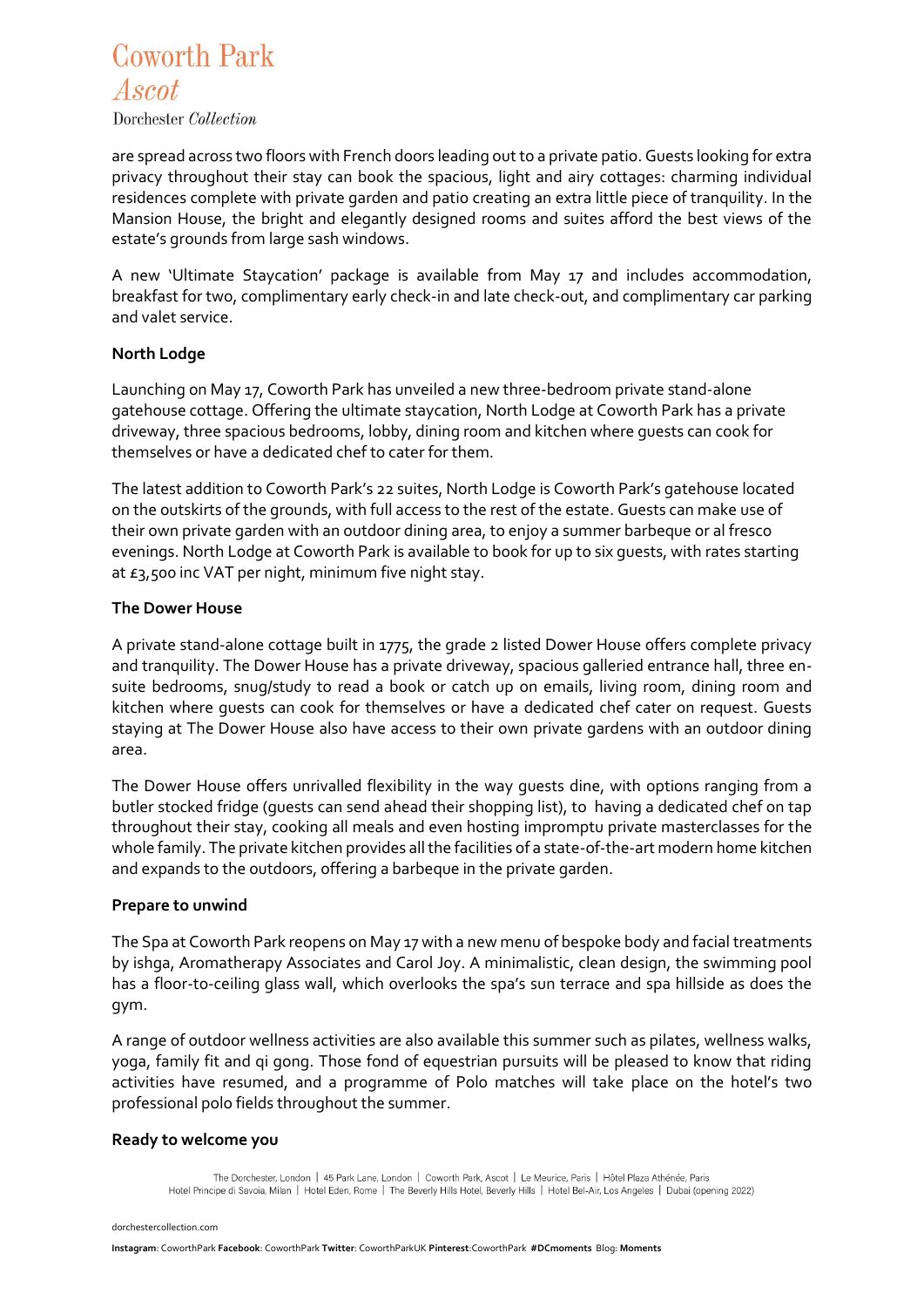are spread across two floors with French doors leading out to a private patio. Guests looking for extra privacy throughout their stay can book the spacious, light and airy cottages: charming individual residences complete with private garden and patio creating an extra little piece of tranquility. In the Mansion House, the bright and elegantly designed rooms and suites afford the best views of the estate's grounds from large sash windows.

A new 'Ultimate Staycation' package is available from May 17 and includes accommodation, breakfast for two, complimentary early check-in and late check-out, and complimentary car parking and valet service.

**North Lodge**

Launching on May 17, Coworth Park has unveiled a new three-bedroom private stand-alone gatehouse cottage. Offering the ultimate staycation, North Lodge at Coworth Park has a private driveway, three spacious bedrooms, lobby, dining room and kitchen where guests can cook for themselves or have a dedicated chef to cater for them.

The latest addition to Coworth Park's 22 suites, North Lodge is Coworth Park's gatehouse located on the outskirts of the grounds, with full access to the rest of the estate. Guests can make use of their own private garden with an outdoor dining area, to enjoy a summer barbeque or al fresco evenings. North Lodge at Coworth Park is available to book for up to six guests, with rates starting at £3,500 inc VAT per night, minimum five night stay.

**The Dower House**

A private stand-alone cottage built in 1775, the grade 2 listed Dower House offers complete privacy and tranquility. The Dower House has a private driveway, spacious galleried entrance hall, three en-suite bedrooms, snug/study to read a book or catch up on emails, living room, dining room and kitchen where guests can cook for themselves or have a dedicated chef cater on request. Guests staying at The Dower House also have access to their own private gardens with an outdoor dining area.

The Dower House offers unrivalled flexibility in the way guests dine, with options ranging from a butler stocked fridge (guests can send ahead their shopping list), to having a dedicated chef on tap throughout their stay, cooking all meals and even hosting impromptu private masterclasses for the whole family. The private kitchen provides all the facilities of a state-of-the-art modern home kitchen and expands to the outdoors, offering a barbeque in the private garden.

**Prepare to unwind**

The Spa at Coworth Park reopens on May 17 with a new menu of bespoke body and facial treatments by ishga, Aromatherapy Associates and Carol Joy. A minimalistic, clean design, the swimming pool has a floor-to-ceiling glass wall, which overlooks the spa's sun terrace and spa hillside as does the gym.

A range of outdoor wellness activities are also available this summer such as pilates, wellness walks, yoga, family fit and qi gong. Those fond of equestrian pursuits will be pleased to know that riding activities have resumed, and a programme of Polo matches will take place on the hotel's two professional polo fields throughout the summer.

**Ready to welcome you**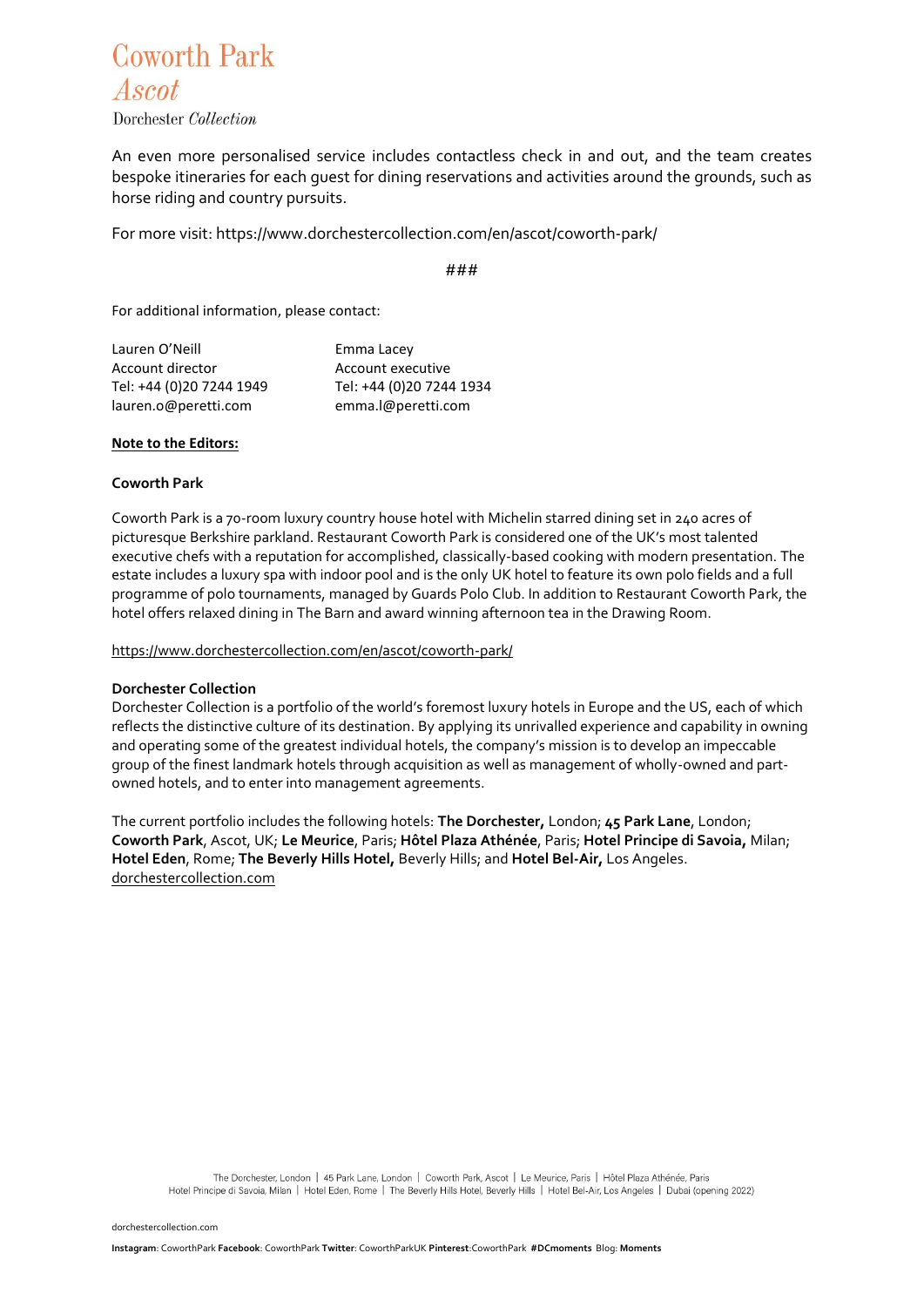An even more personalised service includes contactless check in and out, and the team creates bespoke itineraries for each guest for dining reservations and activities around the grounds, such as horse riding and country pursuits.

For more visit: https://www.dorchestercollection.com/en/ascot/coworth-park/

###

For additional information, please contact:

| | |
|---|---|
| Lauren O'Neill | Emma Lacey |
| Account director | Account executive |
| Tel: +44 (0)20 7244 1949 | Tel: +44 (0)20 7244 1934 |
| lauren.o@peretti.com | emma.l@peretti.com |

**Note to the Editors:**

**Coworth Park**

Coworth Park is a 70-room luxury country house hotel with Michelin starred dining set in 240 acres of picturesque Berkshire parkland. Restaurant Coworth Park is considered one of the UK's most talented executive chefs with a reputation for accomplished, classically-based cooking with modern presentation. The estate includes a luxury spa with indoor pool and is the only UK hotel to feature its own polo fields and a full programme of polo tournaments, managed by Guards Polo Club. In addition to Restaurant Coworth Park, the hotel offers relaxed dining in The Barn and award winning afternoon tea in the Drawing Room.

https://www.dorchestercollection.com/en/ascot/coworth-park/

**Dorchester Collection**

Dorchester Collection is a portfolio of the world's foremost luxury hotels in Europe and the US, each of which reflects the distinctive culture of its destination. By applying its unrivalled experience and capability in owning and operating some of the greatest individual hotels, the company's mission is to develop an impeccable group of the finest landmark hotels through acquisition as well as management of wholly-owned and part-owned hotels, and to enter into management agreements.

The current portfolio includes the following hotels: **The Dorchester,** London; **45 Park Lane**, London; **Coworth Park**, Ascot, UK; **Le Meurice**, Paris; **Hôtel Plaza Athénée**, Paris; **Hotel Principe di Savoia,** Milan; **Hotel Eden**, Rome; **The Beverly Hills Hotel,** Beverly Hills; and **Hotel Bel-Air,** Los Angeles.
dorchestercollection.com

The Dorchester, London | 45 Park Lane, London | Coworth Park, Ascot | Le Meurice, Paris | Hôtel Plaza Athénée, Paris
Hotel Principe di Savoia, Milan | Hotel Eden, Rome | The Beverly Hills Hotel, Beverly Hills | Hotel Bel-Air, Los Angeles | Dubai (opening 2022)

dorchestercollection.com

**Instagram**: CoworthPark **Facebook**: CoworthPark **Twitter**: CoworthParkUK **Pinterest**:CoworthPark **#DCmoments** Blog: **Moments**